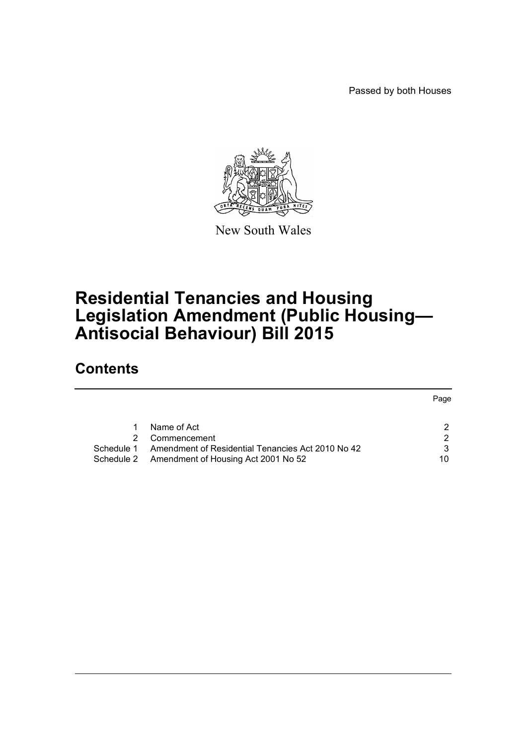Passed by both Houses

New South Wales

# Residential Tenancies and Housing Legislation Amendment (Public Housing—Antisocial Behaviour) Bill 2015

## Contents

| | | Page |
|---|---|---|
| 1 | Name of Act | 2 |
| 2 | Commencement | 2 |
| Schedule 1 | Amendment of Residential Tenancies Act 2010 No 42 | 3 |
| Schedule 2 | Amendment of Housing Act 2001 No 52 | 10 |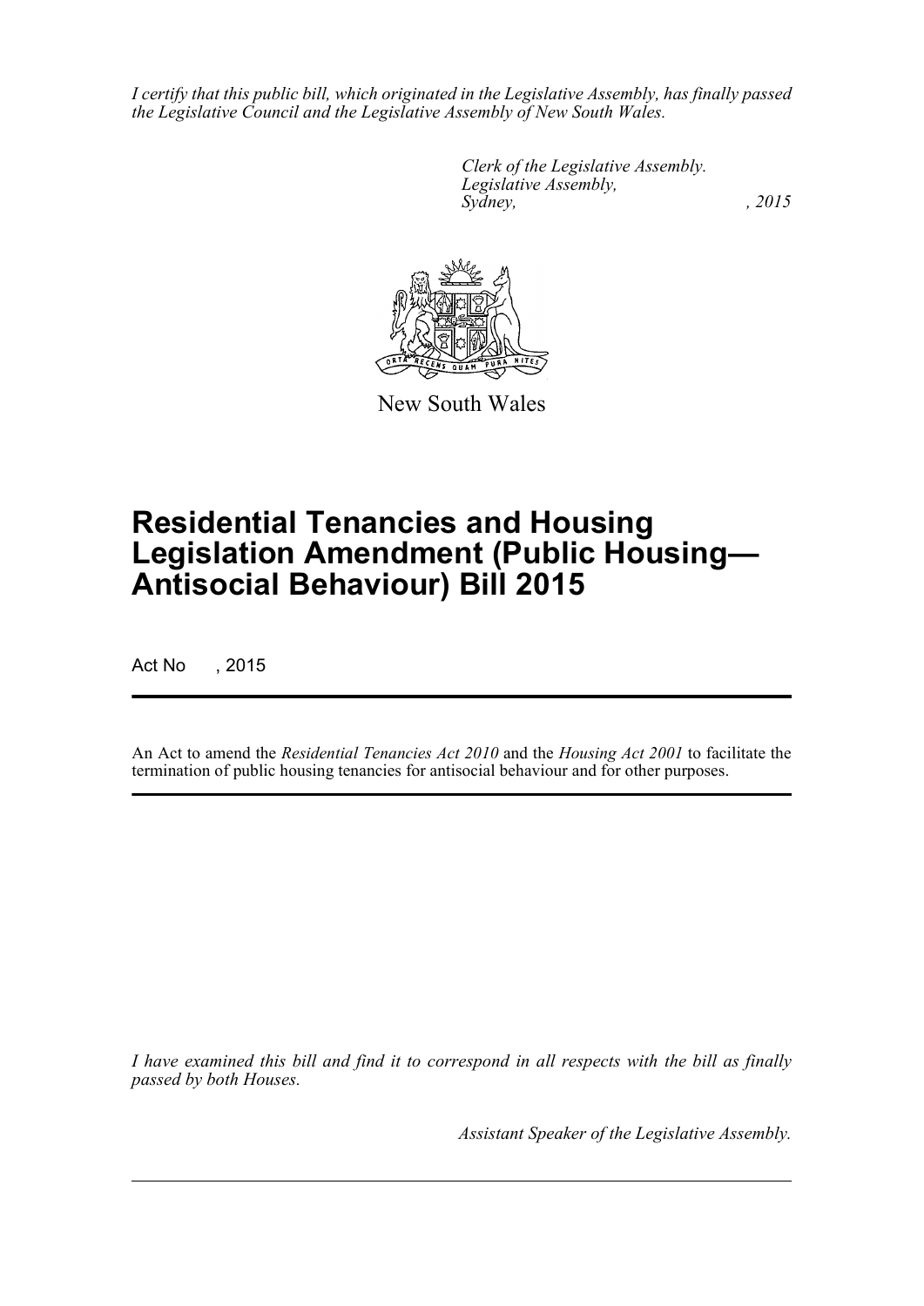*I certify that this public bill, which originated in the Legislative Assembly, has finally passed the Legislative Council and the Legislative Assembly of New South Wales.*

*Clerk of the Legislative Assembly.*
*Legislative Assembly,*
*Sydney, , 2015*

New South Wales

# Residential Tenancies and Housing Legislation Amendment (Public Housing—Antisocial Behaviour) Bill 2015

Act No , 2015

An Act to amend the *Residential Tenancies Act 2010* and the *Housing Act 2001* to facilitate the termination of public housing tenancies for antisocial behaviour and for other purposes.

*I have examined this bill and find it to correspond in all respects with the bill as finally passed by both Houses.*

*Assistant Speaker of the Legislative Assembly.*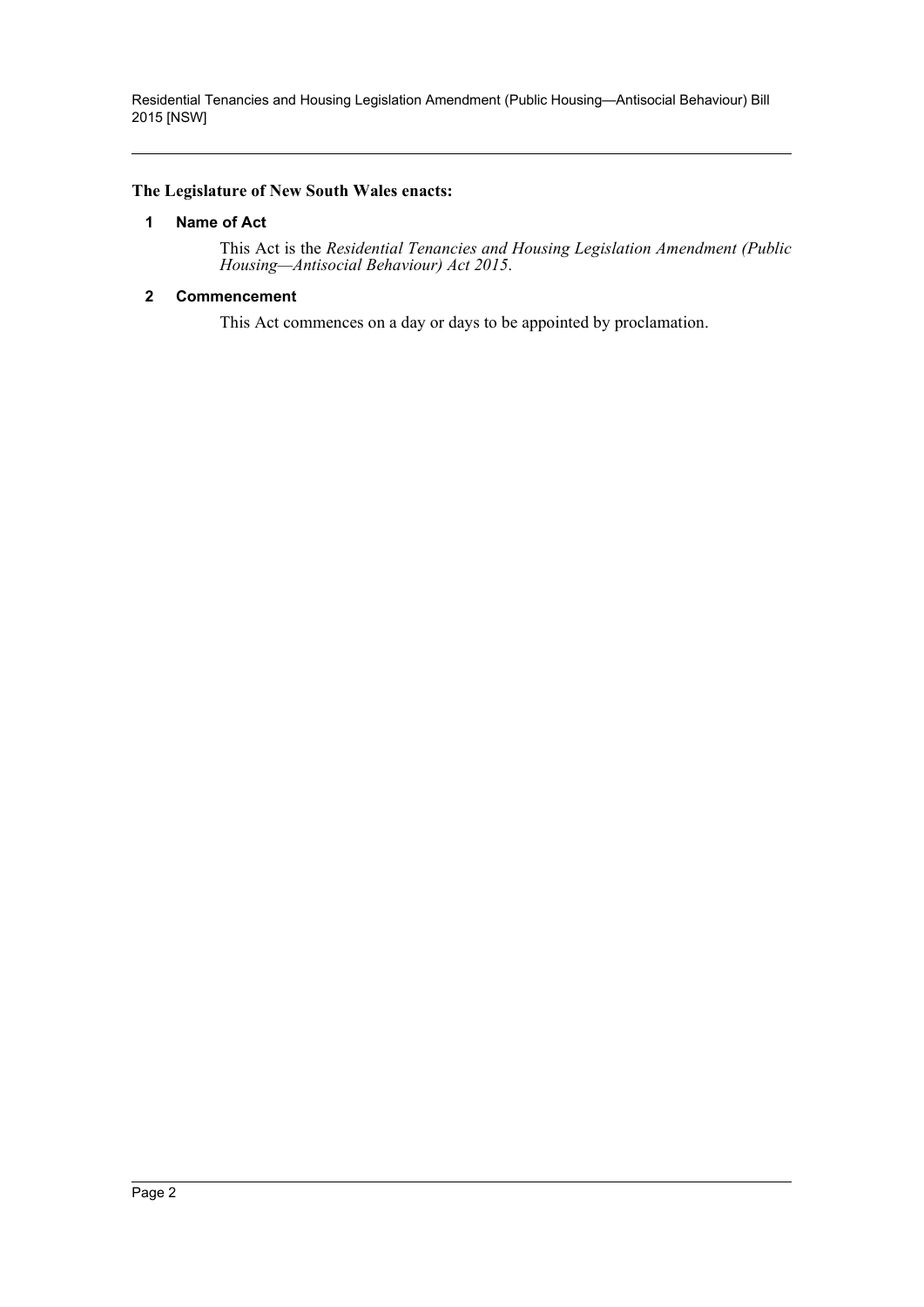**The Legislature of New South Wales enacts:**

## 1 Name of Act

This Act is the *Residential Tenancies and Housing Legislation Amendment (Public Housing—Antisocial Behaviour) Act 2015*.

## 2 Commencement

This Act commences on a day or days to be appointed by proclamation.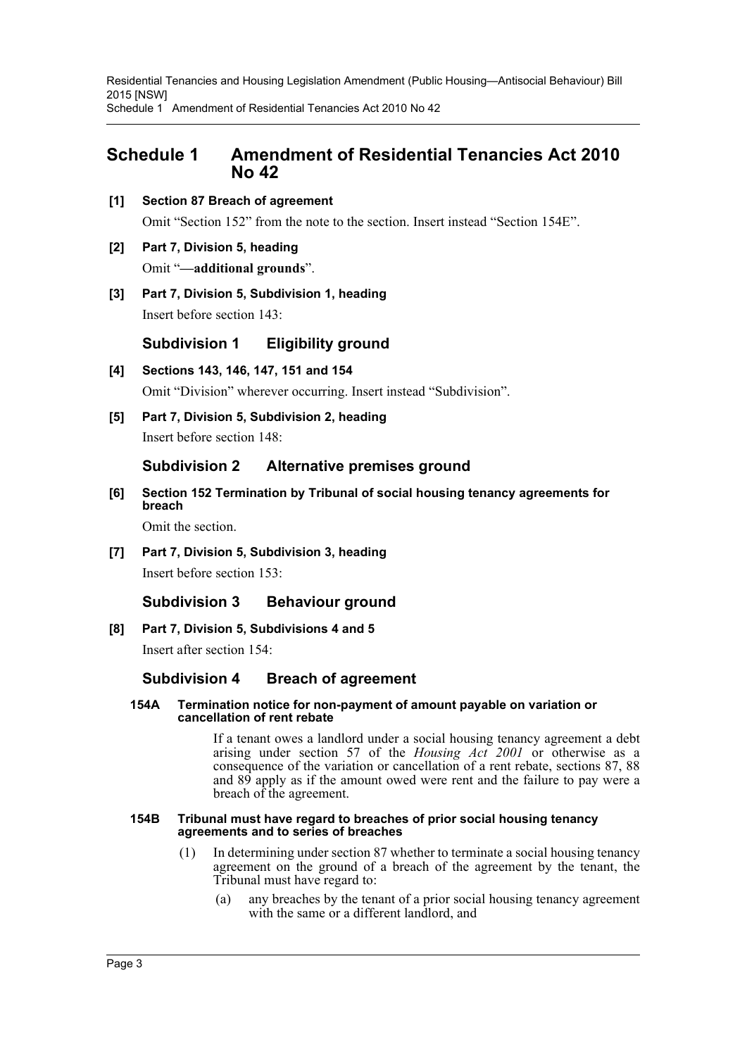# Schedule 1 Amendment of Residential Tenancies Act 2010 No 42

**[1] Section 87 Breach of agreement**

Omit "Section 152" from the note to the section. Insert instead "Section 154E".

**[2] Part 7, Division 5, heading**

Omit "**—additional grounds**".

**[3] Part 7, Division 5, Subdivision 1, heading**

Insert before section 143:

## Subdivision 1 Eligibility ground

**[4] Sections 143, 146, 147, 151 and 154**

Omit "Division" wherever occurring. Insert instead "Subdivision".

**[5] Part 7, Division 5, Subdivision 2, heading**

Insert before section 148:

## Subdivision 2 Alternative premises ground

**[6] Section 152 Termination by Tribunal of social housing tenancy agreements for breach**

Omit the section.

**[7] Part 7, Division 5, Subdivision 3, heading**

Insert before section 153:

## Subdivision 3 Behaviour ground

**[8] Part 7, Division 5, Subdivisions 4 and 5**

Insert after section 154:

## Subdivision 4 Breach of agreement

**154A Termination notice for non-payment of amount payable on variation or cancellation of rent rebate**

If a tenant owes a landlord under a social housing tenancy agreement a debt arising under section 57 of the *Housing Act 2001* or otherwise as a consequence of the variation or cancellation of a rent rebate, sections 87, 88 and 89 apply as if the amount owed were rent and the failure to pay were a breach of the agreement.

**154B Tribunal must have regard to breaches of prior social housing tenancy agreements and to series of breaches**

(1) In determining under section 87 whether to terminate a social housing tenancy agreement on the ground of a breach of the agreement by the tenant, the Tribunal must have regard to:

(a) any breaches by the tenant of a prior social housing tenancy agreement with the same or a different landlord, and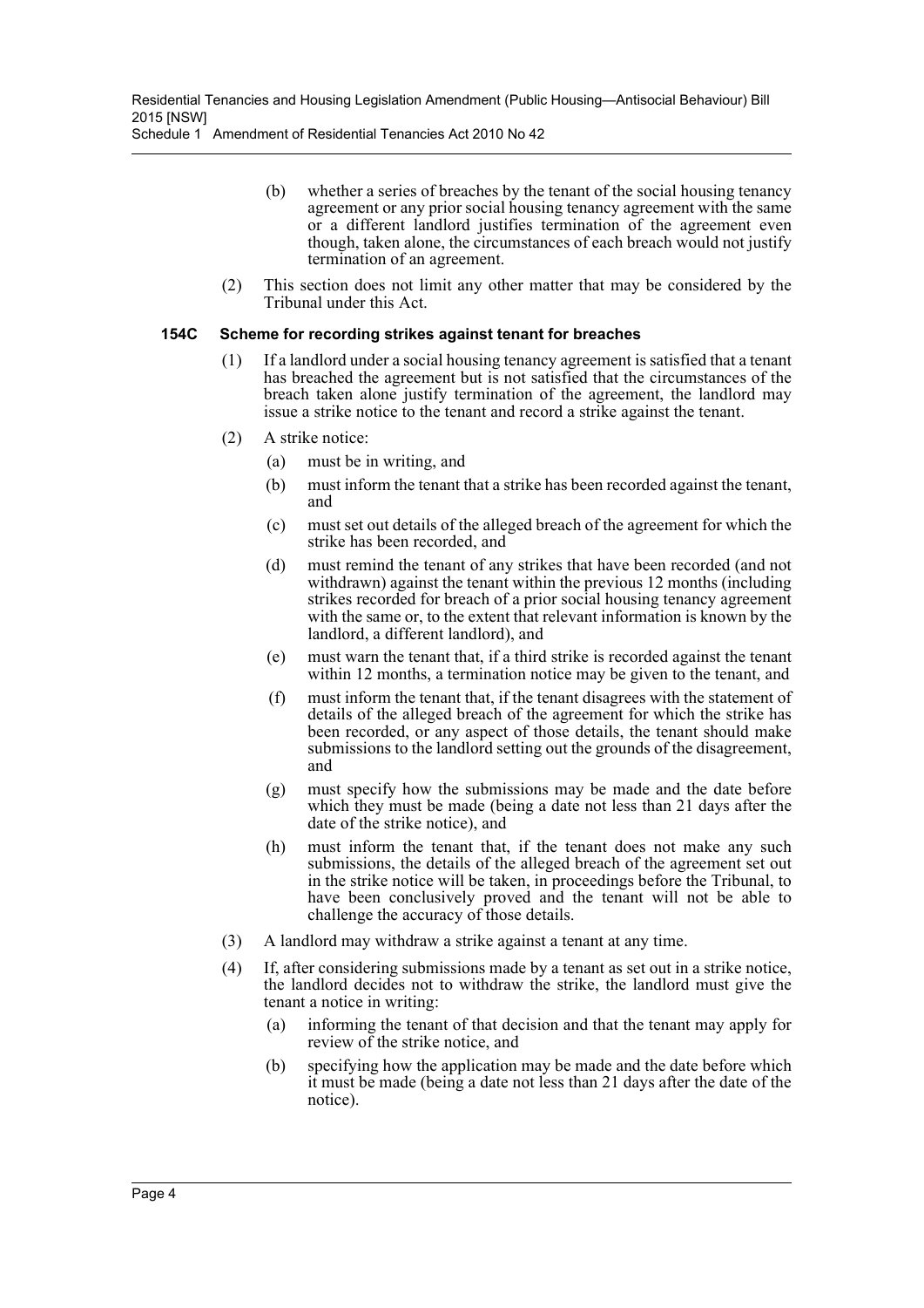(b) whether a series of breaches by the tenant of the social housing tenancy agreement or any prior social housing tenancy agreement with the same or a different landlord justifies termination of the agreement even though, taken alone, the circumstances of each breach would not justify termination of an agreement.

(2) This section does not limit any other matter that may be considered by the Tribunal under this Act.

### 154C Scheme for recording strikes against tenant for breaches

(1) If a landlord under a social housing tenancy agreement is satisfied that a tenant has breached the agreement but is not satisfied that the circumstances of the breach taken alone justify termination of the agreement, the landlord may issue a strike notice to the tenant and record a strike against the tenant.

(2) A strike notice:

(a) must be in writing, and

(b) must inform the tenant that a strike has been recorded against the tenant, and

(c) must set out details of the alleged breach of the agreement for which the strike has been recorded, and

(d) must remind the tenant of any strikes that have been recorded (and not withdrawn) against the tenant within the previous 12 months (including strikes recorded for breach of a prior social housing tenancy agreement with the same or, to the extent that relevant information is known by the landlord, a different landlord), and

(e) must warn the tenant that, if a third strike is recorded against the tenant within 12 months, a termination notice may be given to the tenant, and

(f) must inform the tenant that, if the tenant disagrees with the statement of details of the alleged breach of the agreement for which the strike has been recorded, or any aspect of those details, the tenant should make submissions to the landlord setting out the grounds of the disagreement, and

(g) must specify how the submissions may be made and the date before which they must be made (being a date not less than 21 days after the date of the strike notice), and

(h) must inform the tenant that, if the tenant does not make any such submissions, the details of the alleged breach of the agreement set out in the strike notice will be taken, in proceedings before the Tribunal, to have been conclusively proved and the tenant will not be able to challenge the accuracy of those details.

(3) A landlord may withdraw a strike against a tenant at any time.

(4) If, after considering submissions made by a tenant as set out in a strike notice, the landlord decides not to withdraw the strike, the landlord must give the tenant a notice in writing:

(a) informing the tenant of that decision and that the tenant may apply for review of the strike notice, and

(b) specifying how the application may be made and the date before which it must be made (being a date not less than 21 days after the date of the notice).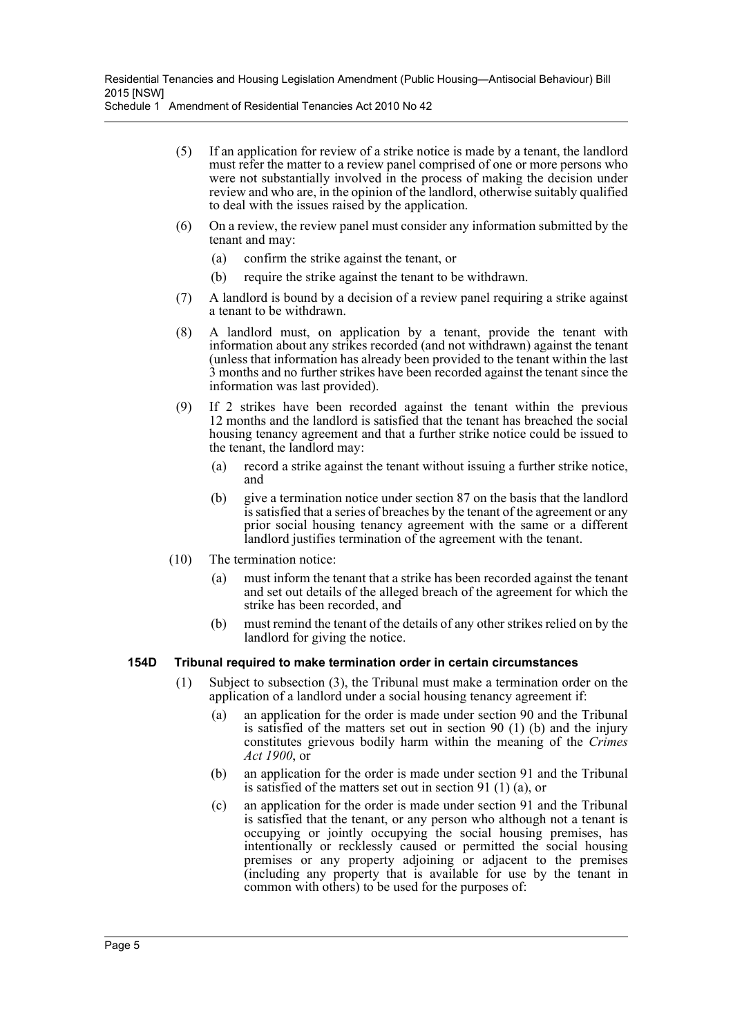(5) If an application for review of a strike notice is made by a tenant, the landlord must refer the matter to a review panel comprised of one or more persons who were not substantially involved in the process of making the decision under review and who are, in the opinion of the landlord, otherwise suitably qualified to deal with the issues raised by the application.

(6) On a review, the review panel must consider any information submitted by the tenant and may:

- (a) confirm the strike against the tenant, or
- (b) require the strike against the tenant to be withdrawn.

(7) A landlord is bound by a decision of a review panel requiring a strike against a tenant to be withdrawn.

(8) A landlord must, on application by a tenant, provide the tenant with information about any strikes recorded (and not withdrawn) against the tenant (unless that information has already been provided to the tenant within the last 3 months and no further strikes have been recorded against the tenant since the information was last provided).

(9) If 2 strikes have been recorded against the tenant within the previous 12 months and the landlord is satisfied that the tenant has breached the social housing tenancy agreement and that a further strike notice could be issued to the tenant, the landlord may:

- (a) record a strike against the tenant without issuing a further strike notice, and
- (b) give a termination notice under section 87 on the basis that the landlord is satisfied that a series of breaches by the tenant of the agreement or any prior social housing tenancy agreement with the same or a different landlord justifies termination of the agreement with the tenant.

(10) The termination notice:

- (a) must inform the tenant that a strike has been recorded against the tenant and set out details of the alleged breach of the agreement for which the strike has been recorded, and
- (b) must remind the tenant of the details of any other strikes relied on by the landlord for giving the notice.

**154D Tribunal required to make termination order in certain circumstances**

(1) Subject to subsection (3), the Tribunal must make a termination order on the application of a landlord under a social housing tenancy agreement if:

- (a) an application for the order is made under section 90 and the Tribunal is satisfied of the matters set out in section 90 (1) (b) and the injury constitutes grievous bodily harm within the meaning of the *Crimes Act 1900*, or
- (b) an application for the order is made under section 91 and the Tribunal is satisfied of the matters set out in section 91 (1) (a), or
- (c) an application for the order is made under section 91 and the Tribunal is satisfied that the tenant, or any person who although not a tenant is occupying or jointly occupying the social housing premises, has intentionally or recklessly caused or permitted the social housing premises or any property adjoining or adjacent to the premises (including any property that is available for use by the tenant in common with others) to be used for the purposes of: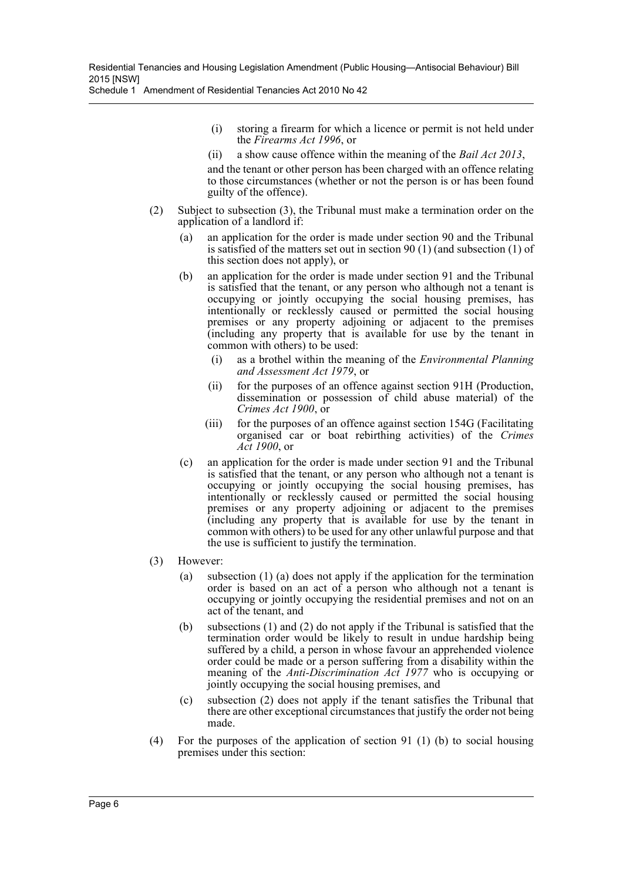(i) storing a firearm for which a licence or permit is not held under the *Firearms Act 1996*, or

(ii) a show cause offence within the meaning of the *Bail Act 2013*,

and the tenant or other person has been charged with an offence relating to those circumstances (whether or not the person is or has been found guilty of the offence).

(2) Subject to subsection (3), the Tribunal must make a termination order on the application of a landlord if:

(a) an application for the order is made under section 90 and the Tribunal is satisfied of the matters set out in section 90 (1) (and subsection (1) of this section does not apply), or

(b) an application for the order is made under section 91 and the Tribunal is satisfied that the tenant, or any person who although not a tenant is occupying or jointly occupying the social housing premises, has intentionally or recklessly caused or permitted the social housing premises or any property adjoining or adjacent to the premises (including any property that is available for use by the tenant in common with others) to be used:

(i) as a brothel within the meaning of the *Environmental Planning and Assessment Act 1979*, or

(ii) for the purposes of an offence against section 91H (Production, dissemination or possession of child abuse material) of the *Crimes Act 1900*, or

(iii) for the purposes of an offence against section 154G (Facilitating organised car or boat rebirthing activities) of the *Crimes Act 1900*, or

(c) an application for the order is made under section 91 and the Tribunal is satisfied that the tenant, or any person who although not a tenant is occupying or jointly occupying the social housing premises, has intentionally or recklessly caused or permitted the social housing premises or any property adjoining or adjacent to the premises (including any property that is available for use by the tenant in common with others) to be used for any other unlawful purpose and that the use is sufficient to justify the termination.

(3) However:

(a) subsection (1) (a) does not apply if the application for the termination order is based on an act of a person who although not a tenant is occupying or jointly occupying the residential premises and not on an act of the tenant, and

(b) subsections (1) and (2) do not apply if the Tribunal is satisfied that the termination order would be likely to result in undue hardship being suffered by a child, a person in whose favour an apprehended violence order could be made or a person suffering from a disability within the meaning of the *Anti-Discrimination Act 1977* who is occupying or jointly occupying the social housing premises, and

(c) subsection (2) does not apply if the tenant satisfies the Tribunal that there are other exceptional circumstances that justify the order not being made.

(4) For the purposes of the application of section 91 (1) (b) to social housing premises under this section: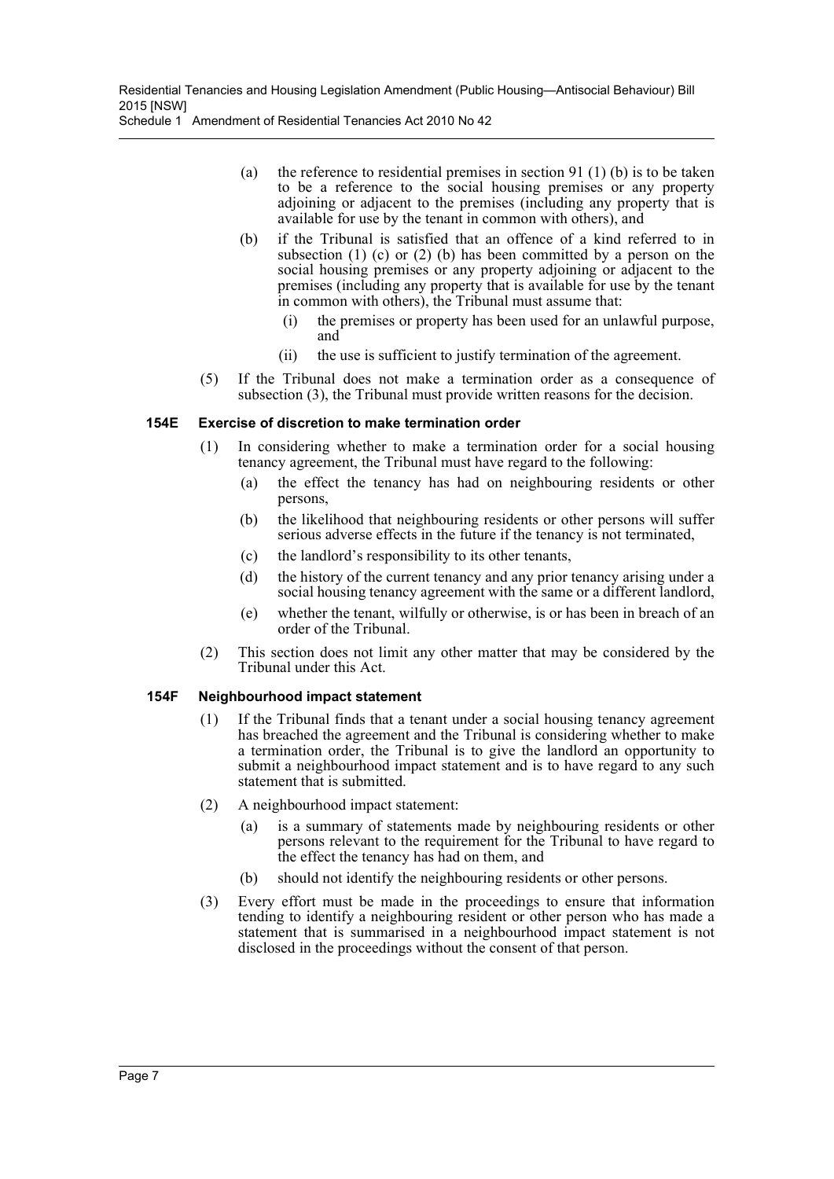(a) the reference to residential premises in section 91 (1) (b) is to be taken to be a reference to the social housing premises or any property adjoining or adjacent to the premises (including any property that is available for use by the tenant in common with others), and

(b) if the Tribunal is satisfied that an offence of a kind referred to in subsection (1) (c) or (2) (b) has been committed by a person on the social housing premises or any property adjoining or adjacent to the premises (including any property that is available for use by the tenant in common with others), the Tribunal must assume that:

(i) the premises or property has been used for an unlawful purpose, and

(ii) the use is sufficient to justify termination of the agreement.

(5) If the Tribunal does not make a termination order as a consequence of subsection (3), the Tribunal must provide written reasons for the decision.

### 154E Exercise of discretion to make termination order

(1) In considering whether to make a termination order for a social housing tenancy agreement, the Tribunal must have regard to the following:

(a) the effect the tenancy has had on neighbouring residents or other persons,

(b) the likelihood that neighbouring residents or other persons will suffer serious adverse effects in the future if the tenancy is not terminated,

(c) the landlord's responsibility to its other tenants,

(d) the history of the current tenancy and any prior tenancy arising under a social housing tenancy agreement with the same or a different landlord,

(e) whether the tenant, wilfully or otherwise, is or has been in breach of an order of the Tribunal.

(2) This section does not limit any other matter that may be considered by the Tribunal under this Act.

### 154F Neighbourhood impact statement

(1) If the Tribunal finds that a tenant under a social housing tenancy agreement has breached the agreement and the Tribunal is considering whether to make a termination order, the Tribunal is to give the landlord an opportunity to submit a neighbourhood impact statement and is to have regard to any such statement that is submitted.

(2) A neighbourhood impact statement:

(a) is a summary of statements made by neighbouring residents or other persons relevant to the requirement for the Tribunal to have regard to the effect the tenancy has had on them, and

(b) should not identify the neighbouring residents or other persons.

(3) Every effort must be made in the proceedings to ensure that information tending to identify a neighbouring resident or other person who has made a statement that is summarised in a neighbourhood impact statement is not disclosed in the proceedings without the consent of that person.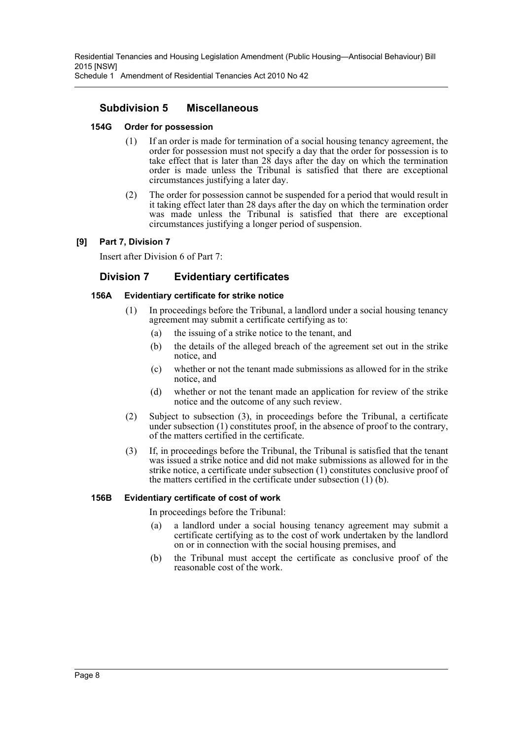## Subdivision 5 Miscellaneous

### 154G Order for possession

(1) If an order is made for termination of a social housing tenancy agreement, the order for possession must not specify a day that the order for possession is to take effect that is later than 28 days after the day on which the termination order is made unless the Tribunal is satisfied that there are exceptional circumstances justifying a later day.

(2) The order for possession cannot be suspended for a period that would result in it taking effect later than 28 days after the day on which the termination order was made unless the Tribunal is satisfied that there are exceptional circumstances justifying a longer period of suspension.

**[9] Part 7, Division 7**

Insert after Division 6 of Part 7:

## Division 7 Evidentiary certificates

### 156A Evidentiary certificate for strike notice

(1) In proceedings before the Tribunal, a landlord under a social housing tenancy agreement may submit a certificate certifying as to:

(a) the issuing of a strike notice to the tenant, and

(b) the details of the alleged breach of the agreement set out in the strike notice, and

(c) whether or not the tenant made submissions as allowed for in the strike notice, and

(d) whether or not the tenant made an application for review of the strike notice and the outcome of any such review.

(2) Subject to subsection (3), in proceedings before the Tribunal, a certificate under subsection (1) constitutes proof, in the absence of proof to the contrary, of the matters certified in the certificate.

(3) If, in proceedings before the Tribunal, the Tribunal is satisfied that the tenant was issued a strike notice and did not make submissions as allowed for in the strike notice, a certificate under subsection (1) constitutes conclusive proof of the matters certified in the certificate under subsection (1) (b).

### 156B Evidentiary certificate of cost of work

In proceedings before the Tribunal:

(a) a landlord under a social housing tenancy agreement may submit a certificate certifying as to the cost of work undertaken by the landlord on or in connection with the social housing premises, and

(b) the Tribunal must accept the certificate as conclusive proof of the reasonable cost of the work.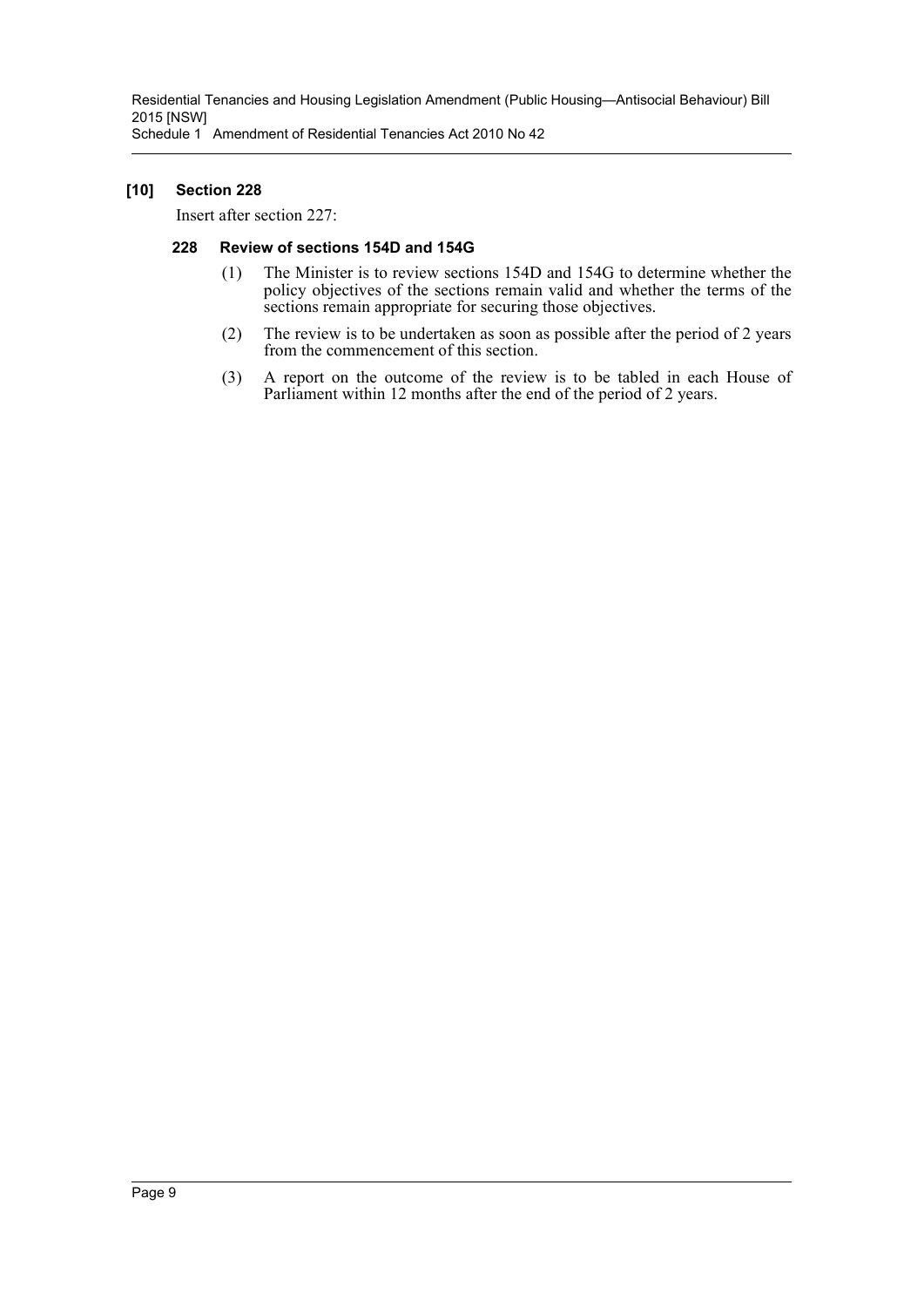### [10] Section 228

Insert after section 227:

#### 228 Review of sections 154D and 154G

(1) The Minister is to review sections 154D and 154G to determine whether the policy objectives of the sections remain valid and whether the terms of the sections remain appropriate for securing those objectives.

(2) The review is to be undertaken as soon as possible after the period of 2 years from the commencement of this section.

(3) A report on the outcome of the review is to be tabled in each House of Parliament within 12 months after the end of the period of 2 years.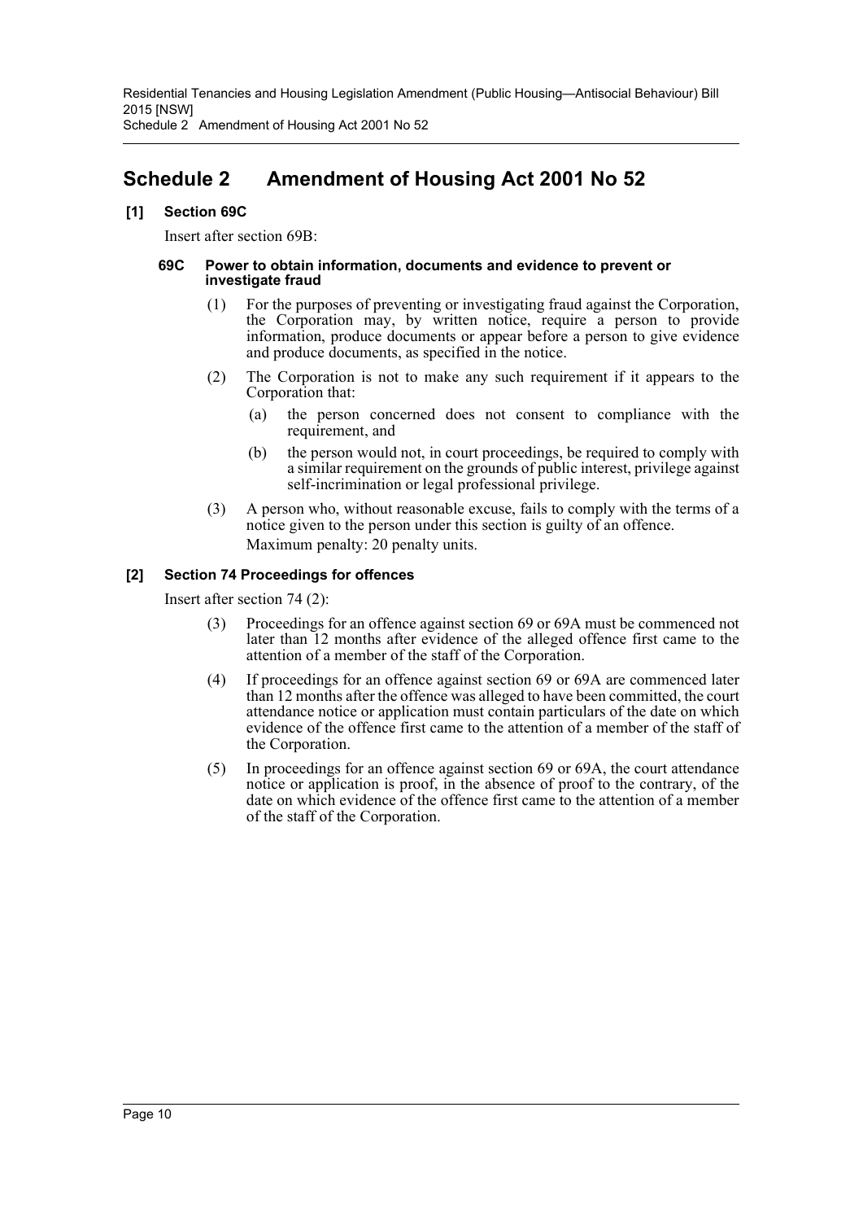# Schedule 2 Amendment of Housing Act 2001 No 52

**[1] Section 69C**

Insert after section 69B:

**69C Power to obtain information, documents and evidence to prevent or investigate fraud**

(1) For the purposes of preventing or investigating fraud against the Corporation, the Corporation may, by written notice, require a person to provide information, produce documents or appear before a person to give evidence and produce documents, as specified in the notice.

(2) The Corporation is not to make any such requirement if it appears to the Corporation that:

(a) the person concerned does not consent to compliance with the requirement, and

(b) the person would not, in court proceedings, be required to comply with a similar requirement on the grounds of public interest, privilege against self-incrimination or legal professional privilege.

(3) A person who, without reasonable excuse, fails to comply with the terms of a notice given to the person under this section is guilty of an offence.

Maximum penalty: 20 penalty units.

**[2] Section 74 Proceedings for offences**

Insert after section 74 (2):

(3) Proceedings for an offence against section 69 or 69A must be commenced not later than 12 months after evidence of the alleged offence first came to the attention of a member of the staff of the Corporation.

(4) If proceedings for an offence against section 69 or 69A are commenced later than 12 months after the offence was alleged to have been committed, the court attendance notice or application must contain particulars of the date on which evidence of the offence first came to the attention of a member of the staff of the Corporation.

(5) In proceedings for an offence against section 69 or 69A, the court attendance notice or application is proof, in the absence of proof to the contrary, of the date on which evidence of the offence first came to the attention of a member of the staff of the Corporation.